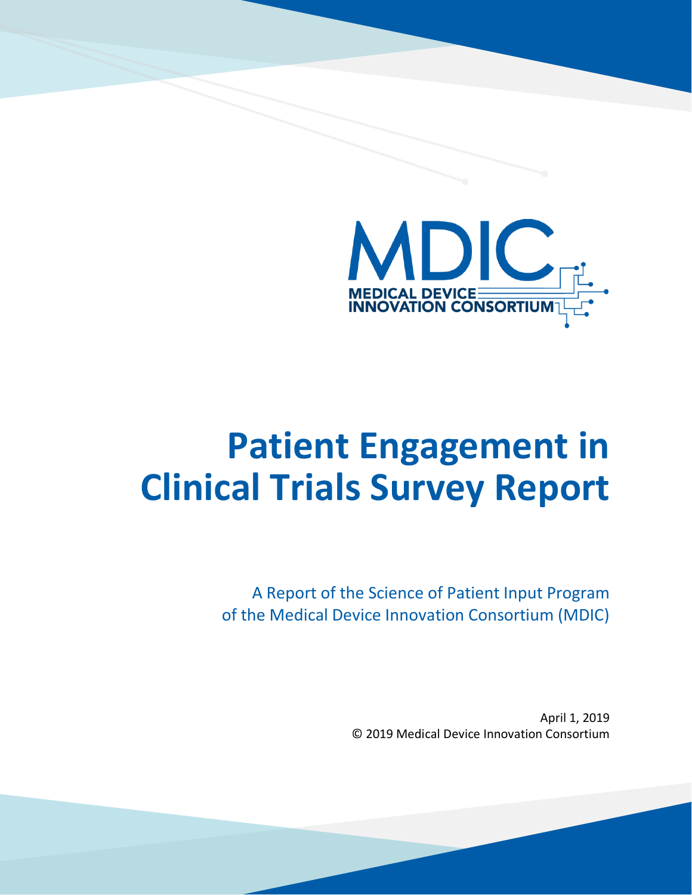MDIC

MEDICAL DEVICE INNOVATION CONSORTIUM

# Patient Engagement in Clinical Trials Survey Report

A Report of the Science of Patient Input Program of the Medical Device Innovation Consortium (MDIC)

April 1, 2019

© 2019 Medical Device Innovation Consortium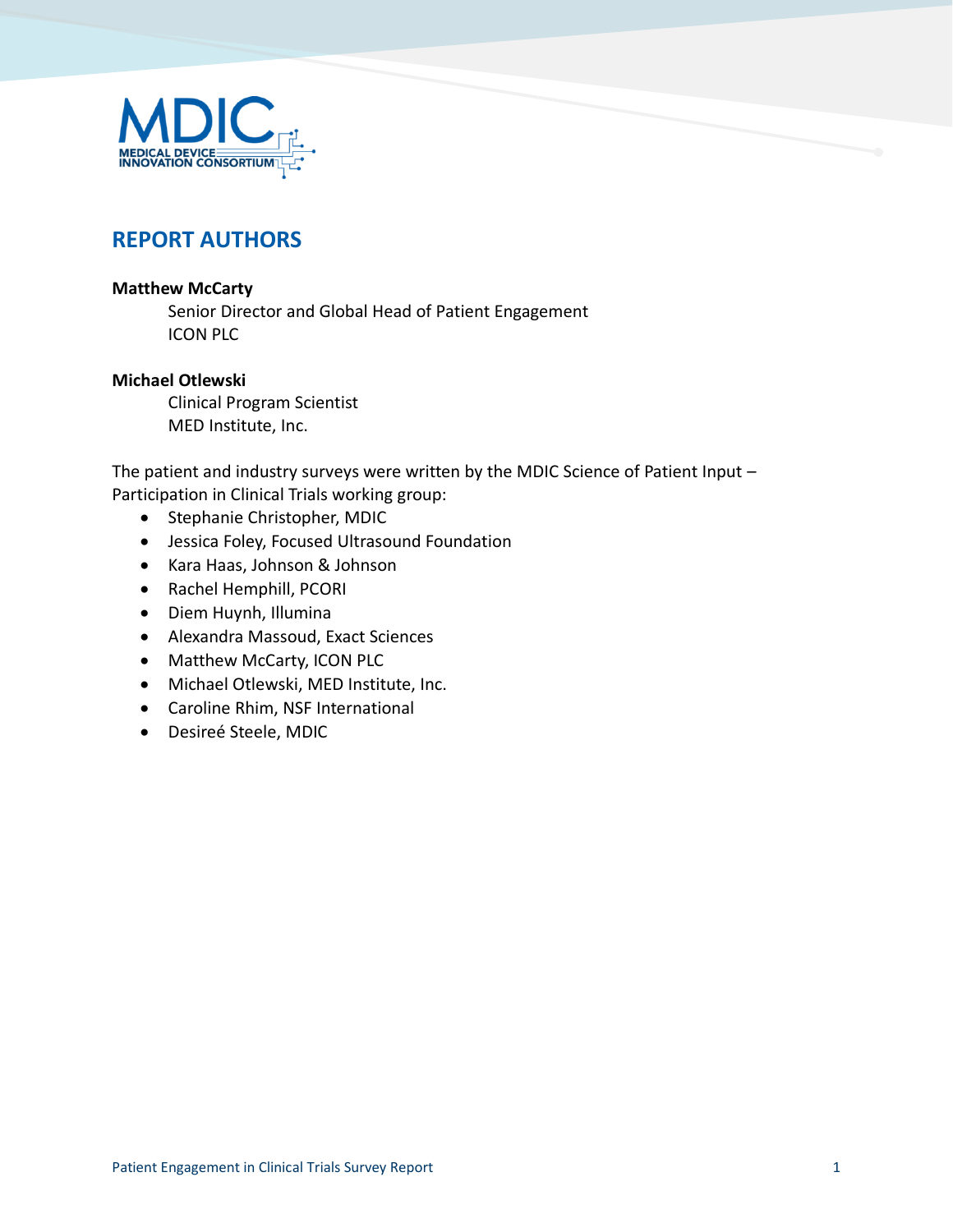## REPORT AUTHORS

**Matthew McCarty**
Senior Director and Global Head of Patient Engagement
ICON PLC

**Michael Otlewski**
Clinical Program Scientist
MED Institute, Inc.

The patient and industry surveys were written by the MDIC Science of Patient Input – Participation in Clinical Trials working group:

- Stephanie Christopher, MDIC
- Jessica Foley, Focused Ultrasound Foundation
- Kara Haas, Johnson & Johnson
- Rachel Hemphill, PCORI
- Diem Huynh, Illumina
- Alexandra Massoud, Exact Sciences
- Matthew McCarty, ICON PLC
- Michael Otlewski, MED Institute, Inc.
- Caroline Rhim, NSF International
- Desireé Steele, MDIC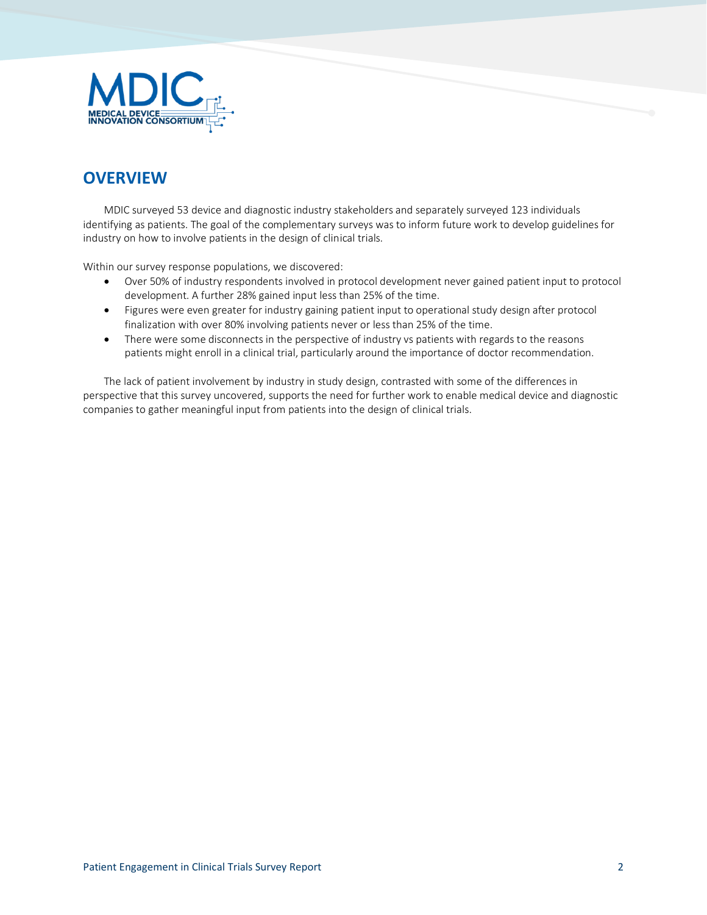## OVERVIEW

MDIC surveyed 53 device and diagnostic industry stakeholders and separately surveyed 123 individuals identifying as patients. The goal of the complementary surveys was to inform future work to develop guidelines for industry on how to involve patients in the design of clinical trials.

Within our survey response populations, we discovered:

- Over 50% of industry respondents involved in protocol development never gained patient input to protocol development. A further 28% gained input less than 25% of the time.
- Figures were even greater for industry gaining patient input to operational study design after protocol finalization with over 80% involving patients never or less than 25% of the time.
- There were some disconnects in the perspective of industry vs patients with regards to the reasons patients might enroll in a clinical trial, particularly around the importance of doctor recommendation.

The lack of patient involvement by industry in study design, contrasted with some of the differences in perspective that this survey uncovered, supports the need for further work to enable medical device and diagnostic companies to gather meaningful input from patients into the design of clinical trials.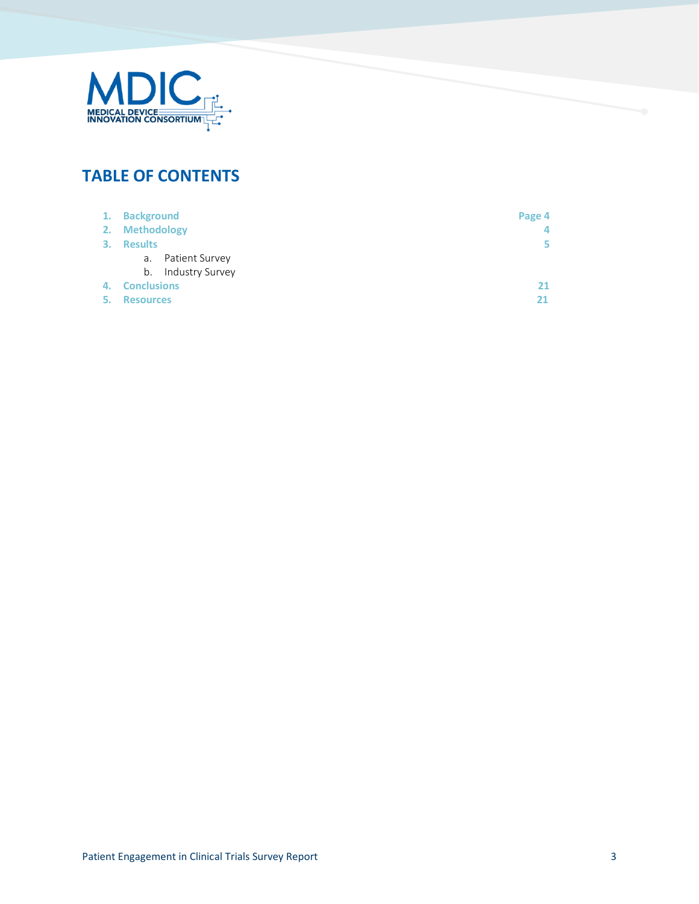## TABLE OF CONTENTS

| | | |
|---|---|---|
| 1. | **Background** | Page 4 |
| 2. | **Methodology** | 4 |
| 3. | **Results** | 5 |
| | a. Patient Survey | |
| | b. Industry Survey | |
| 4. | **Conclusions** | 21 |
| 5. | **Resources** | 21 |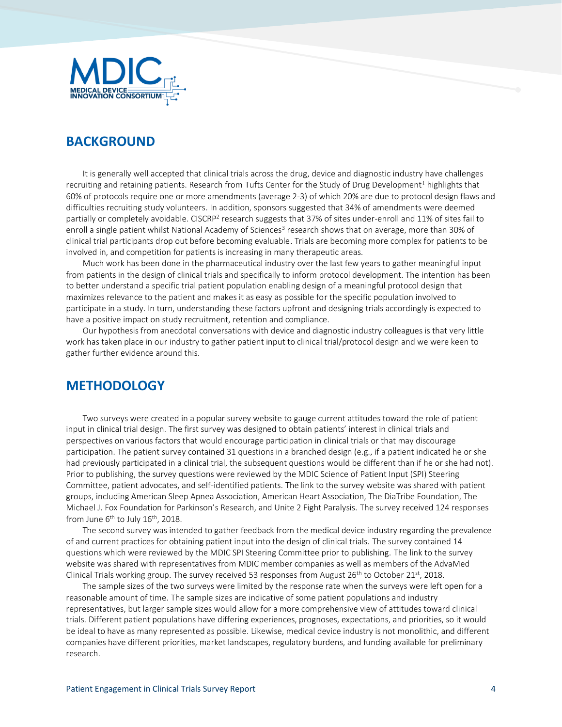## BACKGROUND

It is generally well accepted that clinical trials across the drug, device and diagnostic industry have challenges recruiting and retaining patients. Research from Tufts Center for the Study of Drug Development[1] highlights that 60% of protocols require one or more amendments (average 2-3) of which 20% are due to protocol design flaws and difficulties recruiting study volunteers. In addition, sponsors suggested that 34% of amendments were deemed partially or completely avoidable. CISCRP[2] research suggests that 37% of sites under-enroll and 11% of sites fail to enroll a single patient whilst National Academy of Sciences[3] research shows that on average, more than 30% of clinical trial participants drop out before becoming evaluable. Trials are becoming more complex for patients to be involved in, and competition for patients is increasing in many therapeutic areas.

Much work has been done in the pharmaceutical industry over the last few years to gather meaningful input from patients in the design of clinical trials and specifically to inform protocol development. The intention has been to better understand a specific trial patient population enabling design of a meaningful protocol design that maximizes relevance to the patient and makes it as easy as possible for the specific population involved to participate in a study. In turn, understanding these factors upfront and designing trials accordingly is expected to have a positive impact on study recruitment, retention and compliance.

Our hypothesis from anecdotal conversations with device and diagnostic industry colleagues is that very little work has taken place in our industry to gather patient input to clinical trial/protocol design and we were keen to gather further evidence around this.

## METHODOLOGY

Two surveys were created in a popular survey website to gauge current attitudes toward the role of patient input in clinical trial design. The first survey was designed to obtain patients' interest in clinical trials and perspectives on various factors that would encourage participation in clinical trials or that may discourage participation. The patient survey contained 31 questions in a branched design (e.g., if a patient indicated he or she had previously participated in a clinical trial, the subsequent questions would be different than if he or she had not). Prior to publishing, the survey questions were reviewed by the MDIC Science of Patient Input (SPI) Steering Committee, patient advocates, and self-identified patients. The link to the survey website was shared with patient groups, including American Sleep Apnea Association, American Heart Association, The DiaTribe Foundation, The Michael J. Fox Foundation for Parkinson's Research, and Unite 2 Fight Paralysis. The survey received 124 responses from June 6th to July 16th, 2018.

The second survey was intended to gather feedback from the medical device industry regarding the prevalence of and current practices for obtaining patient input into the design of clinical trials. The survey contained 14 questions which were reviewed by the MDIC SPI Steering Committee prior to publishing. The link to the survey website was shared with representatives from MDIC member companies as well as members of the AdvaMed Clinical Trials working group. The survey received 53 responses from August 26th to October 21st, 2018.

The sample sizes of the two surveys were limited by the response rate when the surveys were left open for a reasonable amount of time. The sample sizes are indicative of some patient populations and industry representatives, but larger sample sizes would allow for a more comprehensive view of attitudes toward clinical trials. Different patient populations have differing experiences, prognoses, expectations, and priorities, so it would be ideal to have as many represented as possible. Likewise, medical device industry is not monolithic, and different companies have different priorities, market landscapes, regulatory burdens, and funding available for preliminary research.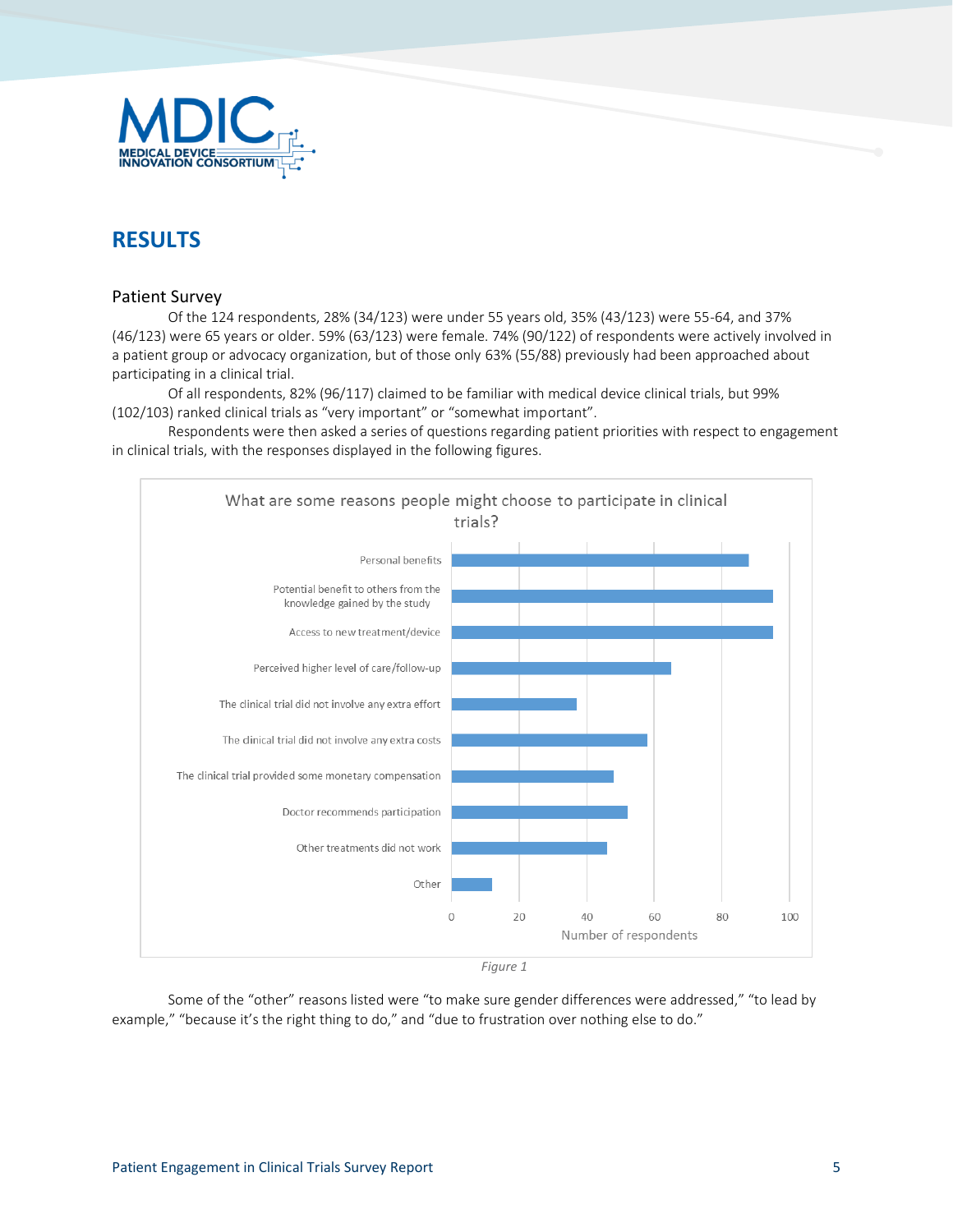## RESULTS

### Patient Survey

Of the 124 respondents, 28% (34/123) were under 55 years old, 35% (43/123) were 55-64, and 37% (46/123) were 65 years or older. 59% (63/123) were female. 74% (90/122) of respondents were actively involved in a patient group or advocacy organization, but of those only 63% (55/88) previously had been approached about participating in a clinical trial.

Of all respondents, 82% (96/117) claimed to be familiar with medical device clinical trials, but 99% (102/103) ranked clinical trials as "very important" or "somewhat important".

Respondents were then asked a series of questions regarding patient priorities with respect to engagement in clinical trials, with the responses displayed in the following figures.

What are some reasons people might choose to participate in clinical trials?

| Reason | Number of respondents (approx.) |
|---|---|
| Personal benefits | 88 |
| Potential benefit to others from the knowledge gained by the study | 95 |
| Access to new treatment/device | 95 |
| Perceived higher level of care/follow-up | 65 |
| The clinical trial did not involve any extra effort | 37 |
| The clinical trial did not involve any extra costs | 58 |
| The clinical trial provided some monetary compensation | 48 |
| Doctor recommends participation | 52 |
| Other treatments did not work | 46 |
| Other | 12 |

*Figure 1*

Some of the "other" reasons listed were "to make sure gender differences were addressed," "to lead by example," "because it's the right thing to do," and "due to frustration over nothing else to do."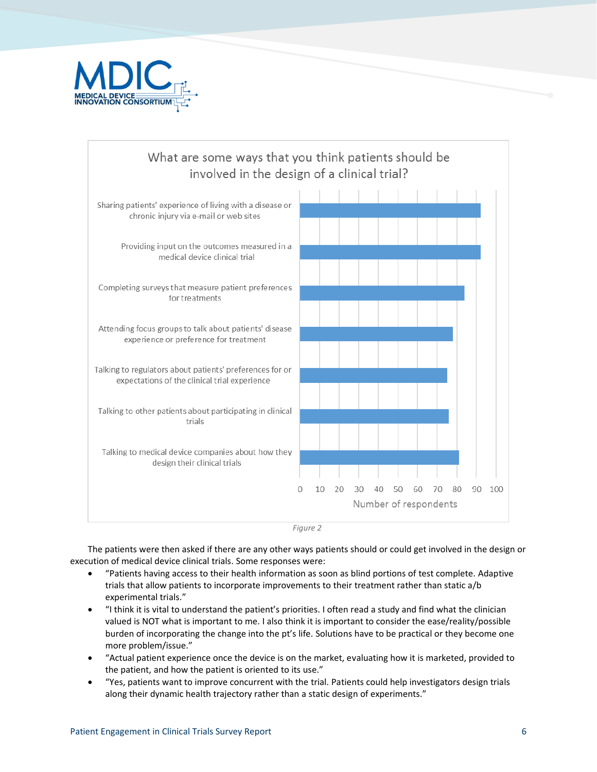What are some ways that you think patients should be involved in the design of a clinical trial?

| Response | Number of respondents (approx.) |
|---|---|
| Sharing patients' experience of living with a disease or chronic injury via e-mail or web sites | 92 |
| Providing input on the outcomes measured in a medical device clinical trial | 92 |
| Completing surveys that measure patient preferences for treatments | 84 |
| Attending focus groups to talk about patients' disease experience or preference for treatment | 78 |
| Talking to regulators about patients' preferences for or expectations of the clinical trial experience | 75 |
| Talking to other patients about participating in clinical trials | 76 |
| Talking to medical device companies about how they design their clinical trials | 81 |

*Figure 2*

The patients were then asked if there are any other ways patients should or could get involved in the design or execution of medical device clinical trials. Some responses were:

- "Patients having access to their health information as soon as blind portions of test complete. Adaptive trials that allow patients to incorporate improvements to their treatment rather than static a/b experimental trials."
- "I think it is vital to understand the patient's priorities. I often read a study and find what the clinician valued is NOT what is important to me. I also think it is important to consider the ease/reality/possible burden of incorporating the change into the pt's life. Solutions have to be practical or they become one more problem/issue."
- "Actual patient experience once the device is on the market, evaluating how it is marketed, provided to the patient, and how the patient is oriented to its use."
- "Yes, patients want to improve concurrent with the trial. Patients could help investigators design trials along their dynamic health trajectory rather than a static design of experiments."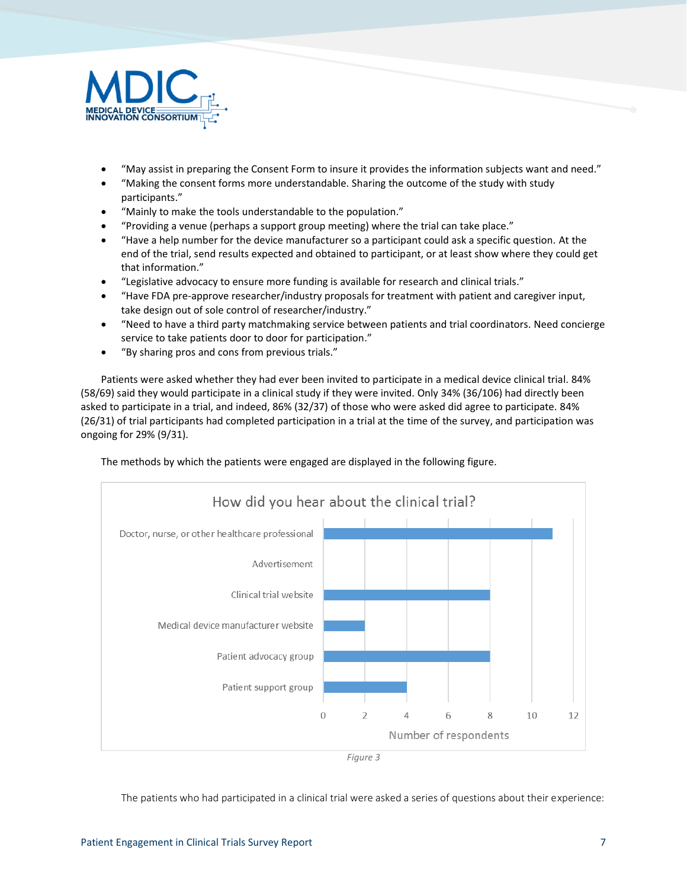- "May assist in preparing the Consent Form to insure it provides the information subjects want and need."
- "Making the consent forms more understandable. Sharing the outcome of the study with study participants."
- "Mainly to make the tools understandable to the population."
- "Providing a venue (perhaps a support group meeting) where the trial can take place."
- "Have a help number for the device manufacturer so a participant could ask a specific question. At the end of the trial, send results expected and obtained to participant, or at least show where they could get that information."
- "Legislative advocacy to ensure more funding is available for research and clinical trials."
- "Have FDA pre-approve researcher/industry proposals for treatment with patient and caregiver input, take design out of sole control of researcher/industry."
- "Need to have a third party matchmaking service between patients and trial coordinators. Need concierge service to take patients door to door for participation."
- "By sharing pros and cons from previous trials."

Patients were asked whether they had ever been invited to participate in a medical device clinical trial. 84% (58/69) said they would participate in a clinical study if they were invited. Only 34% (36/106) had directly been asked to participate in a trial, and indeed, 86% (32/37) of those who were asked did agree to participate. 84% (26/31) of trial participants had completed participation in a trial at the time of the survey, and participation was ongoing for 29% (9/31).

The methods by which the patients were engaged are displayed in the following figure.

**How did you hear about the clinical trial?**

| Source | Number of respondents |
|---|---|
| Doctor, nurse, or other healthcare professional | 11 |
| Advertisement | 0 |
| Clinical trial website | 8 |
| Medical device manufacturer website | 2 |
| Patient advocacy group | 8 |
| Patient support group | 4 |

*Figure 3*

The patients who had participated in a clinical trial were asked a series of questions about their experience: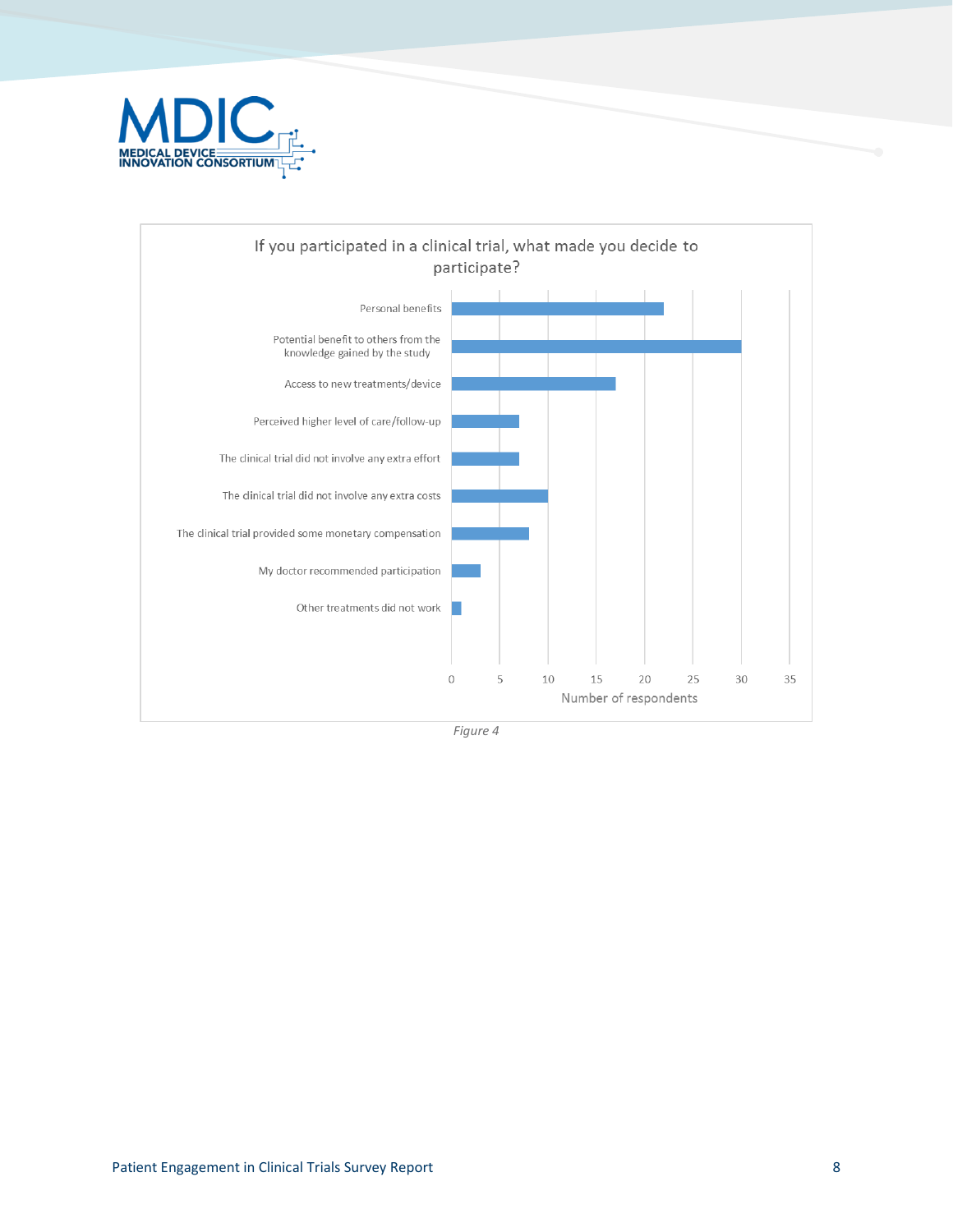If you participated in a clinical trial, what made you decide to participate?

| Reason | Number of respondents |
|---|---|
| Personal benefits | 22 |
| Potential benefit to others from the knowledge gained by the study | 30 |
| Access to new treatments/device | 17 |
| Perceived higher level of care/follow-up | 7 |
| The clinical trial did not involve any extra effort | 7 |
| The clinical trial did not involve any extra costs | 10 |
| The clinical trial provided some monetary compensation | 8 |
| My doctor recommended participation | 3 |
| Other treatments did not work | 1 |

*Figure 4*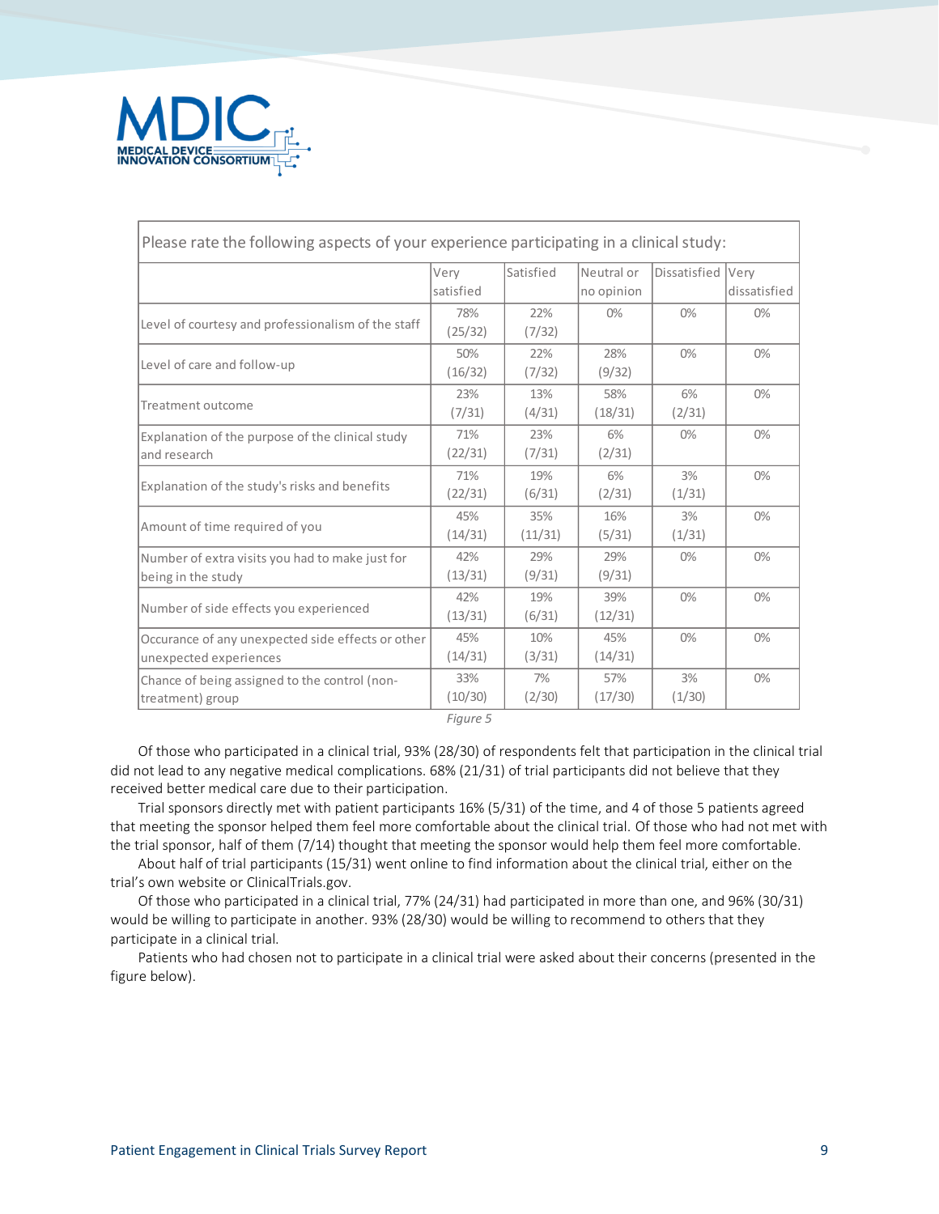| Please rate the following aspects of your experience participating in a clinical study: | | | | | |
|---|---|---|---|---|---|
| | Very satisfied | Satisfied | Neutral or no opinion | Dissatisfied | Very dissatisfied |
| Level of courtesy and professionalism of the staff | 78% (25/32) | 22% (7/32) | 0% | 0% | 0% |
| Level of care and follow-up | 50% (16/32) | 22% (7/32) | 28% (9/32) | 0% | 0% |
| Treatment outcome | 23% (7/31) | 13% (4/31) | 58% (18/31) | 6% (2/31) | 0% |
| Explanation of the purpose of the clinical study and research | 71% (22/31) | 23% (7/31) | 6% (2/31) | 0% | 0% |
| Explanation of the study's risks and benefits | 71% (22/31) | 19% (6/31) | 6% (2/31) | 3% (1/31) | 0% |
| Amount of time required of you | 45% (14/31) | 35% (11/31) | 16% (5/31) | 3% (1/31) | 0% |
| Number of extra visits you had to make just for being in the study | 42% (13/31) | 29% (9/31) | 29% (9/31) | 0% | 0% |
| Number of side effects you experienced | 42% (13/31) | 19% (6/31) | 39% (12/31) | 0% | 0% |
| Occurance of any unexpected side effects or other unexpected experiences | 45% (14/31) | 10% (3/31) | 45% (14/31) | 0% | 0% |
| Chance of being assigned to the control (non-treatment) group | 33% (10/30) | 7% (2/30) | 57% (17/30) | 3% (1/30) | 0% |

*Figure 5*

Of those who participated in a clinical trial, 93% (28/30) of respondents felt that participation in the clinical trial did not lead to any negative medical complications. 68% (21/31) of trial participants did not believe that they received better medical care due to their participation.

Trial sponsors directly met with patient participants 16% (5/31) of the time, and 4 of those 5 patients agreed that meeting the sponsor helped them feel more comfortable about the clinical trial. Of those who had not met with the trial sponsor, half of them (7/14) thought that meeting the sponsor would help them feel more comfortable.

About half of trial participants (15/31) went online to find information about the clinical trial, either on the trial's own website or ClinicalTrials.gov.

Of those who participated in a clinical trial, 77% (24/31) had participated in more than one, and 96% (30/31) would be willing to participate in another. 93% (28/30) would be willing to recommend to others that they participate in a clinical trial.

Patients who had chosen not to participate in a clinical trial were asked about their concerns (presented in the figure below).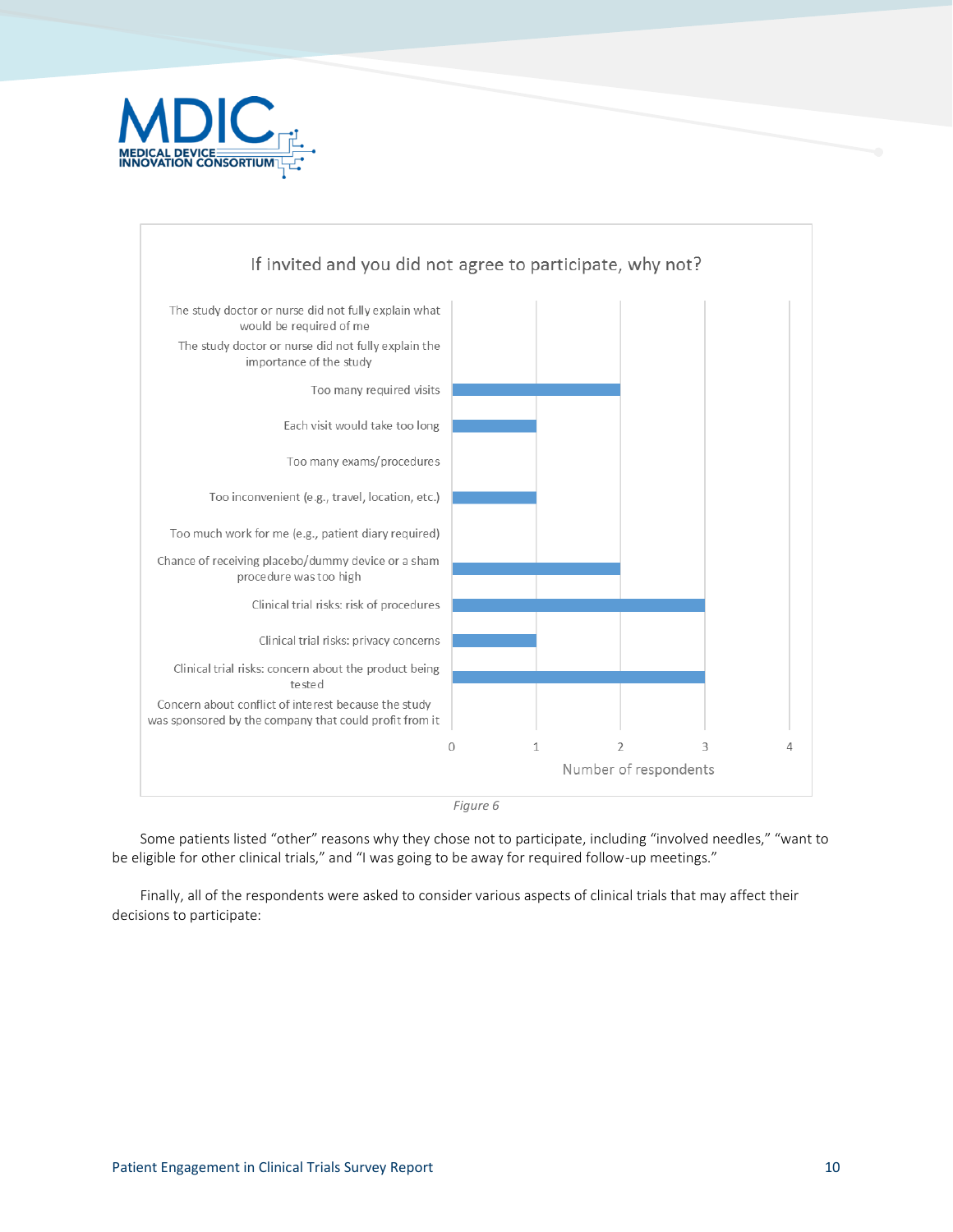**If invited and you did not agree to participate, why not?**

| Reason | Number of respondents |
| --- | --- |
| The study doctor or nurse did not fully explain what would be required of me | 0 |
| The study doctor or nurse did not fully explain the importance of the study | 0 |
| Too many required visits | 2 |
| Each visit would take too long | 1 |
| Too many exams/procedures | 0 |
| Too inconvenient (e.g., travel, location, etc.) | 1 |
| Too much work for me (e.g., patient diary required) | 0 |
| Chance of receiving placebo/dummy device or a sham procedure was too high | 2 |
| Clinical trial risks: risk of procedures | 3 |
| Clinical trial risks: privacy concerns | 1 |
| Clinical trial risks: concern about the product being tested | 3 |
| Concern about conflict of interest because the study was sponsored by the company that could profit from it | 0 |

*Figure 6*

Some patients listed "other" reasons why they chose not to participate, including "involved needles," "want to be eligible for other clinical trials," and "I was going to be away for required follow-up meetings."

Finally, all of the respondents were asked to consider various aspects of clinical trials that may affect their decisions to participate: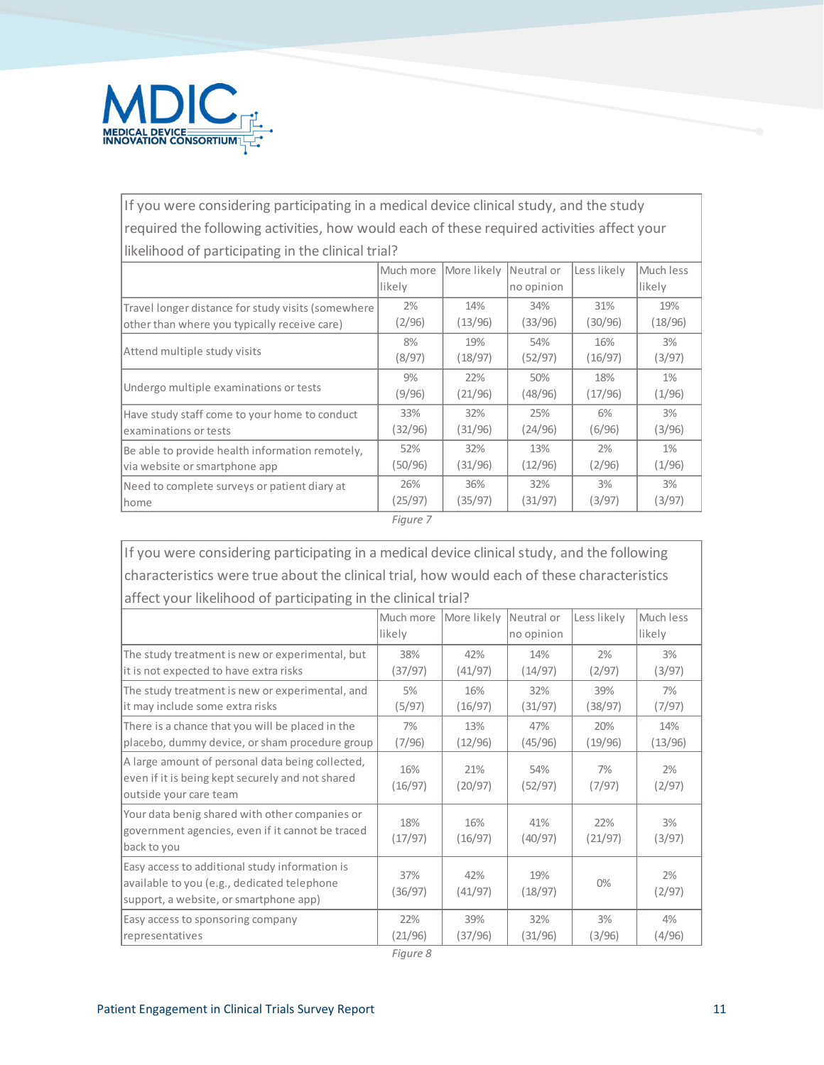| If you were considering participating in a medical device clinical study, and the study required the following activities, how would each of these required activities affect your likelihood of participating in the clinical trial? | | | | | |
|---|---|---|---|---|---|
| | Much more likely | More likely | Neutral or no opinion | Less likely | Much less likely |
| Travel longer distance for study visits (somewhere other than where you typically receive care) | 2% (2/96) | 14% (13/96) | 34% (33/96) | 31% (30/96) | 19% (18/96) |
| Attend multiple study visits | 8% (8/97) | 19% (18/97) | 54% (52/97) | 16% (16/97) | 3% (3/97) |
| Undergo multiple examinations or tests | 9% (9/96) | 22% (21/96) | 50% (48/96) | 18% (17/96) | 1% (1/96) |
| Have study staff come to your home to conduct examinations or tests | 33% (32/96) | 32% (31/96) | 25% (24/96) | 6% (6/96) | 3% (3/96) |
| Be able to provide health information remotely, via website or smartphone app | 52% (50/96) | 32% (31/96) | 13% (12/96) | 2% (2/96) | 1% (1/96) |
| Need to complete surveys or patient diary at home | 26% (25/97) | 36% (35/97) | 32% (31/97) | 3% (3/97) | 3% (3/97) |

*Figure 7*

| If you were considering participating in a medical device clinical study, and the following characteristics were true about the clinical trial, how would each of these characteristics affect your likelihood of participating in the clinical trial? | | | | | |
|---|---|---|---|---|---|
| | Much more likely | More likely | Neutral or no opinion | Less likely | Much less likely |
| The study treatment is new or experimental, but it is not expected to have extra risks | 38% (37/97) | 42% (41/97) | 14% (14/97) | 2% (2/97) | 3% (3/97) |
| The study treatment is new or experimental, and it may include some extra risks | 5% (5/97) | 16% (16/97) | 32% (31/97) | 39% (38/97) | 7% (7/97) |
| There is a chance that you will be placed in the placebo, dummy device, or sham procedure group | 7% (7/96) | 13% (12/96) | 47% (45/96) | 20% (19/96) | 14% (13/96) |
| A large amount of personal data being collected, even if it is being kept securely and not shared outside your care team | 16% (16/97) | 21% (20/97) | 54% (52/97) | 7% (7/97) | 2% (2/97) |
| Your data benig shared with other companies or government agencies, even if it cannot be traced back to you | 18% (17/97) | 16% (16/97) | 41% (40/97) | 22% (21/97) | 3% (3/97) |
| Easy access to additional study information is available to you (e.g., dedicated telephone support, a website, or smartphone app) | 37% (36/97) | 42% (41/97) | 19% (18/97) | 0% | 2% (2/97) |
| Easy access to sponsoring company representatives | 22% (21/96) | 39% (37/96) | 32% (31/96) | 3% (3/96) | 4% (4/96) |

*Figure 8*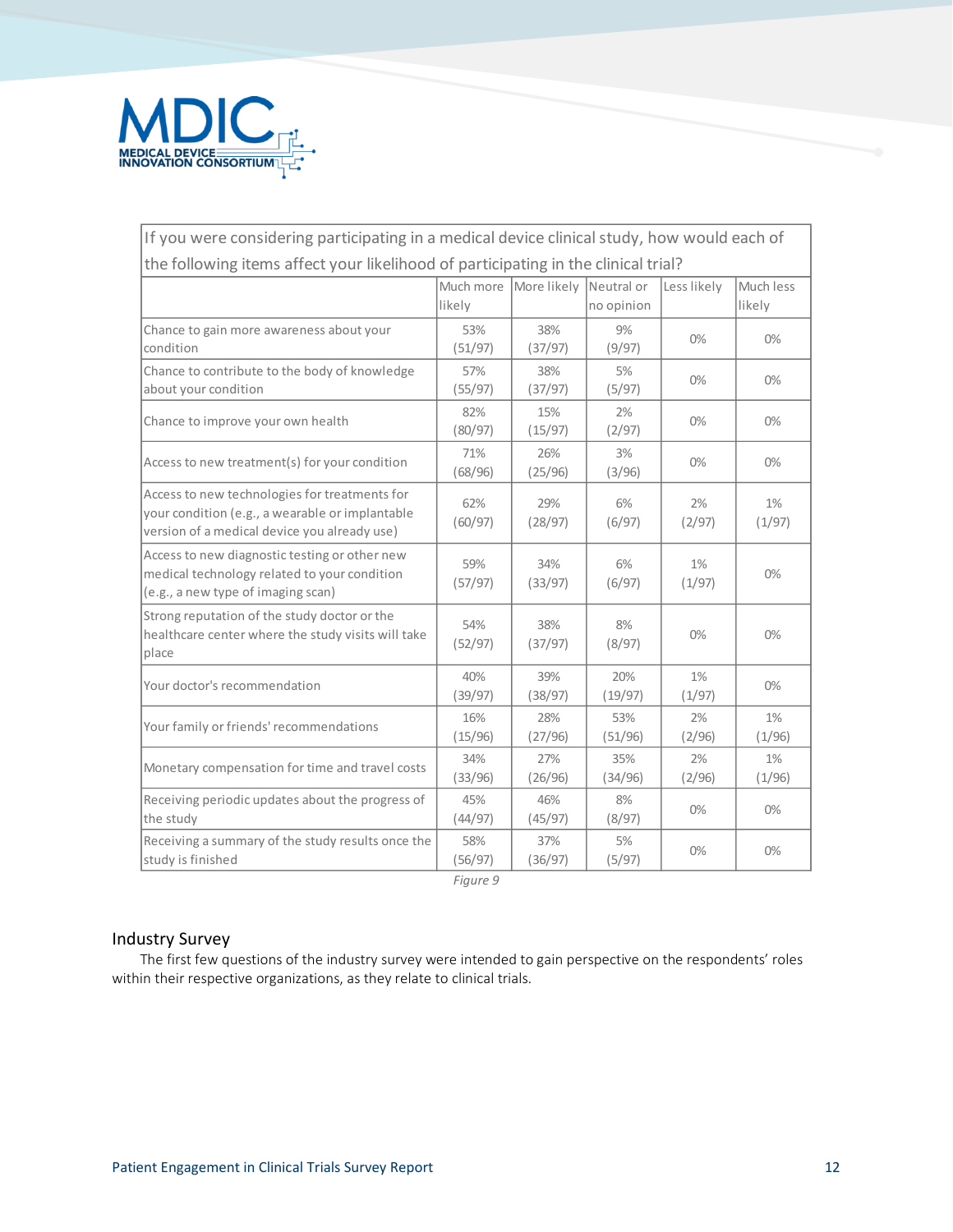| If you were considering participating in a medical device clinical study, how would each of the following items affect your likelihood of participating in the clinical trial? | | | | | |
|---|---|---|---|---|---|
| | Much more likely | More likely | Neutral or no opinion | Less likely | Much less likely |
| Chance to gain more awareness about your condition | 53% (51/97) | 38% (37/97) | 9% (9/97) | 0% | 0% |
| Chance to contribute to the body of knowledge about your condition | 57% (55/97) | 38% (37/97) | 5% (5/97) | 0% | 0% |
| Chance to improve your own health | 82% (80/97) | 15% (15/97) | 2% (2/97) | 0% | 0% |
| Access to new treatment(s) for your condition | 71% (68/96) | 26% (25/96) | 3% (3/96) | 0% | 0% |
| Access to new technologies for treatments for your condition (e.g., a wearable or implantable version of a medical device you already use) | 62% (60/97) | 29% (28/97) | 6% (6/97) | 2% (2/97) | 1% (1/97) |
| Access to new diagnostic testing or other new medical technology related to your condition (e.g., a new type of imaging scan) | 59% (57/97) | 34% (33/97) | 6% (6/97) | 1% (1/97) | 0% |
| Strong reputation of the study doctor or the healthcare center where the study visits will take place | 54% (52/97) | 38% (37/97) | 8% (8/97) | 0% | 0% |
| Your doctor's recommendation | 40% (39/97) | 39% (38/97) | 20% (19/97) | 1% (1/97) | 0% |
| Your family or friends' recommendations | 16% (15/96) | 28% (27/96) | 53% (51/96) | 2% (2/96) | 1% (1/96) |
| Monetary compensation for time and travel costs | 34% (33/96) | 27% (26/96) | 35% (34/96) | 2% (2/96) | 1% (1/96) |
| Receiving periodic updates about the progress of the study | 45% (44/97) | 46% (45/97) | 8% (8/97) | 0% | 0% |
| Receiving a summary of the study results once the study is finished | 58% (56/97) | 37% (36/97) | 5% (5/97) | 0% | 0% |

*Figure 9*

## Industry Survey

The first few questions of the industry survey were intended to gain perspective on the respondents' roles within their respective organizations, as they relate to clinical trials.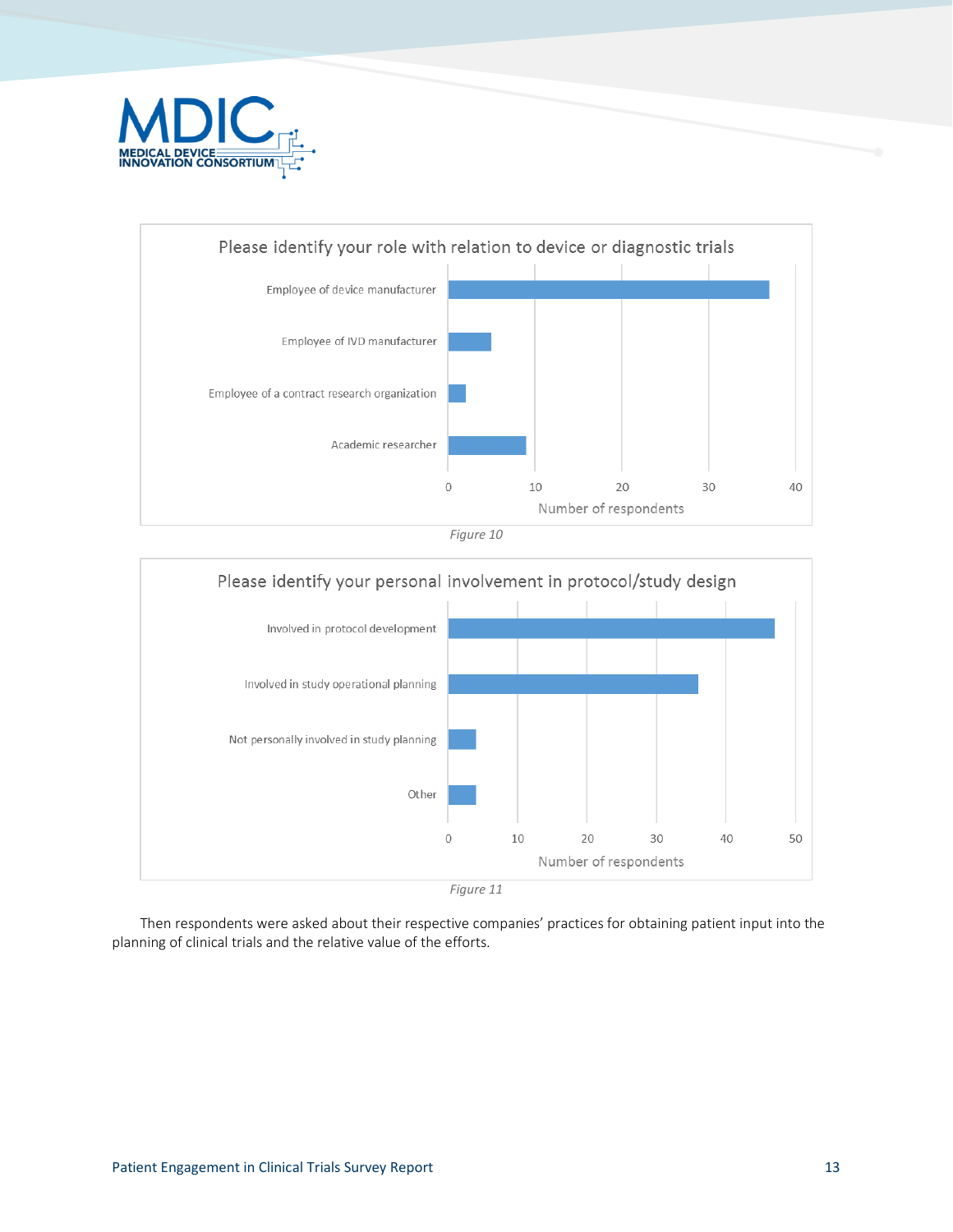**Please identify your role with relation to device or diagnostic trials**

| Role | Number of respondents |
|---|---|
| Employee of device manufacturer | 37 |
| Employee of IVD manufacturer | 5 |
| Employee of a contract research organization | 2 |
| Academic researcher | 9 |

*Figure 10*

**Please identify your personal involvement in protocol/study design**

| Involvement | Number of respondents |
|---|---|
| Involved in protocol development | 47 |
| Involved in study operational planning | 36 |
| Not personally involved in study planning | 4 |
| Other | 4 |

*Figure 11*

Then respondents were asked about their respective companies' practices for obtaining patient input into the planning of clinical trials and the relative value of the efforts.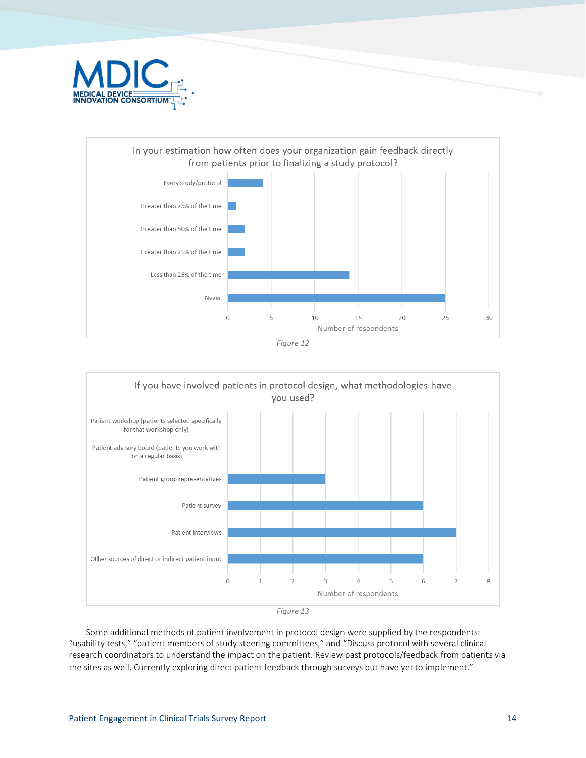In your estimation how often does your organization gain feedback directly from patients prior to finalizing a study protocol?

| Response | Number of respondents |
|---|---|
| Every study/protocol | 4 |
| Greater than 75% of the time | 1 |
| Greater than 50% of the time | 2 |
| Greater than 25% of the time | 2 |
| Less than 25% of the time | 14 |
| Never | 25 |

*Figure 12*

If you have involved patients in protocol design, what methodologies have you used?

| Methodology | Number of respondents |
|---|---|
| Patient workshop (patients selected specifically for that workshop only) | 0 |
| Patient advisory board (patients you work with on a regular basis) | 0 |
| Patient group representatives | 3 |
| Patient survey | 6 |
| Patient interviews | 7 |
| Other sources of direct or indirect patient input | 6 |

*Figure 13*

Some additional methods of patient involvement in protocol design were supplied by the respondents: "usability tests," "patient members of study steering committees," and "Discuss protocol with several clinical research coordinators to understand the impact on the patient. Review past protocols/feedback from patients via the sites as well. Currently exploring direct patient feedback through surveys but have yet to implement."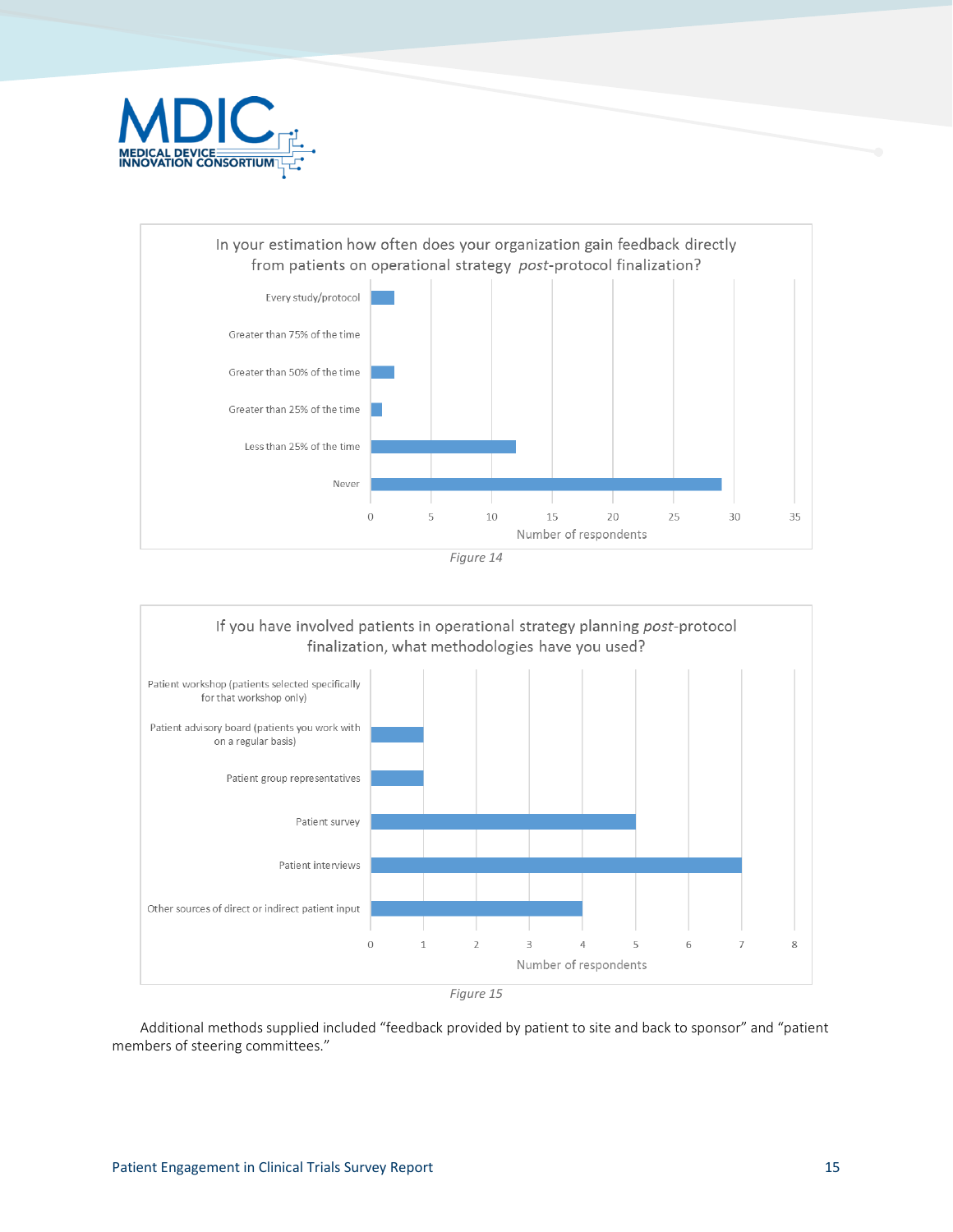In your estimation how often does your organization gain feedback directly from patients on operational strategy *post*-protocol finalization?

| Response | Number of respondents |
|---|---|
| Every study/protocol | 2 |
| Greater than 75% of the time | 0 |
| Greater than 50% of the time | 2 |
| Greater than 25% of the time | 1 |
| Less than 25% of the time | 12 |
| Never | 29 |

*Figure 14*

If you have involved patients in operational strategy planning *post*-protocol finalization, what methodologies have you used?

| Methodology | Number of respondents |
|---|---|
| Patient workshop (patients selected specifically for that workshop only) | 0 |
| Patient advisory board (patients you work with on a regular basis) | 1 |
| Patient group representatives | 1 |
| Patient survey | 5 |
| Patient interviews | 7 |
| Other sources of direct or indirect patient input | 4 |

*Figure 15*

Additional methods supplied included "feedback provided by patient to site and back to sponsor" and "patient members of steering committees."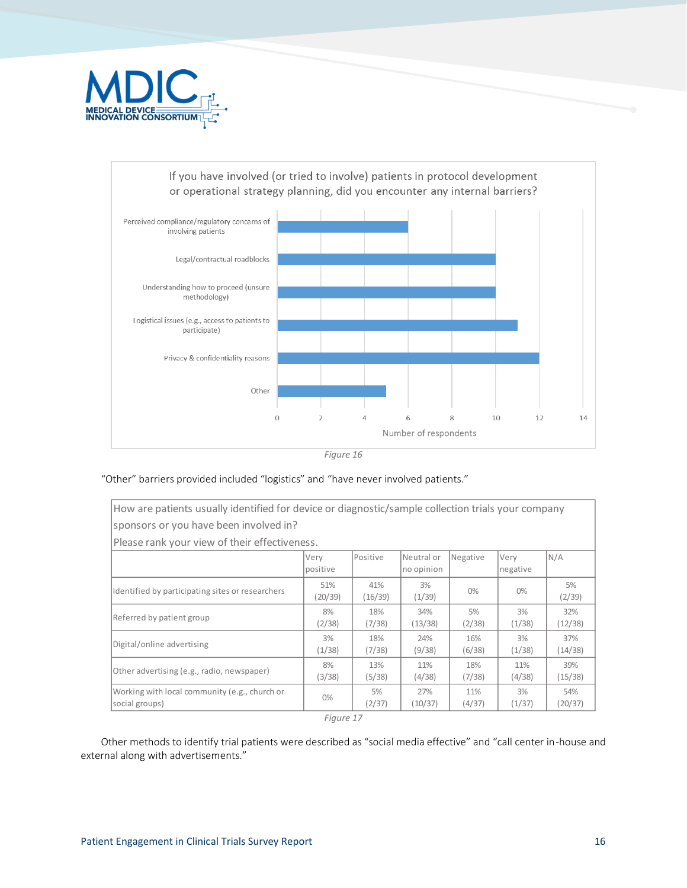If you have involved (or tried to involve) patients in protocol development or operational strategy planning, did you encounter any internal barriers?

| Barrier | Number of respondents |
|---|---|
| Perceived compliance/regulatory concerns of involving patients | 6 |
| Legal/contractual roadblocks | 10 |
| Understanding how to proceed (unsure methodology) | 10 |
| Logistical issues (e.g., access to patients to participate) | 11 |
| Privacy & confidentiality reasons | 12 |
| Other | 5 |

*Figure 16*

"Other" barriers provided included "logistics" and "have never involved patients."

How are patients usually identified for device or diagnostic/sample collection trials your company sponsors or you have been involved in?
Please rank your view of their effectiveness.

| | Very positive | Positive | Neutral or no opinion | Negative | Very negative | N/A |
|---|---|---|---|---|---|---|
| Identified by participating sites or researchers | 51% (20/39) | 41% (16/39) | 3% (1/39) | 0% | 0% | 5% (2/39) |
| Referred by patient group | 8% (2/38) | 18% (7/38) | 34% (13/38) | 5% (2/38) | 3% (1/38) | 32% (12/38) |
| Digital/online advertising | 3% (1/38) | 18% (7/38) | 24% (9/38) | 16% (6/38) | 3% (1/38) | 37% (14/38) |
| Other advertising (e.g., radio, newspaper) | 8% (3/38) | 13% (5/38) | 11% (4/38) | 18% (7/38) | 11% (4/38) | 39% (15/38) |
| Working with local community (e.g., church or social groups) | 0% | 5% (2/37) | 27% (10/37) | 11% (4/37) | 3% (1/37) | 54% (20/37) |

*Figure 17*

Other methods to identify trial patients were described as "social media effective" and "call center in-house and external along with advertisements."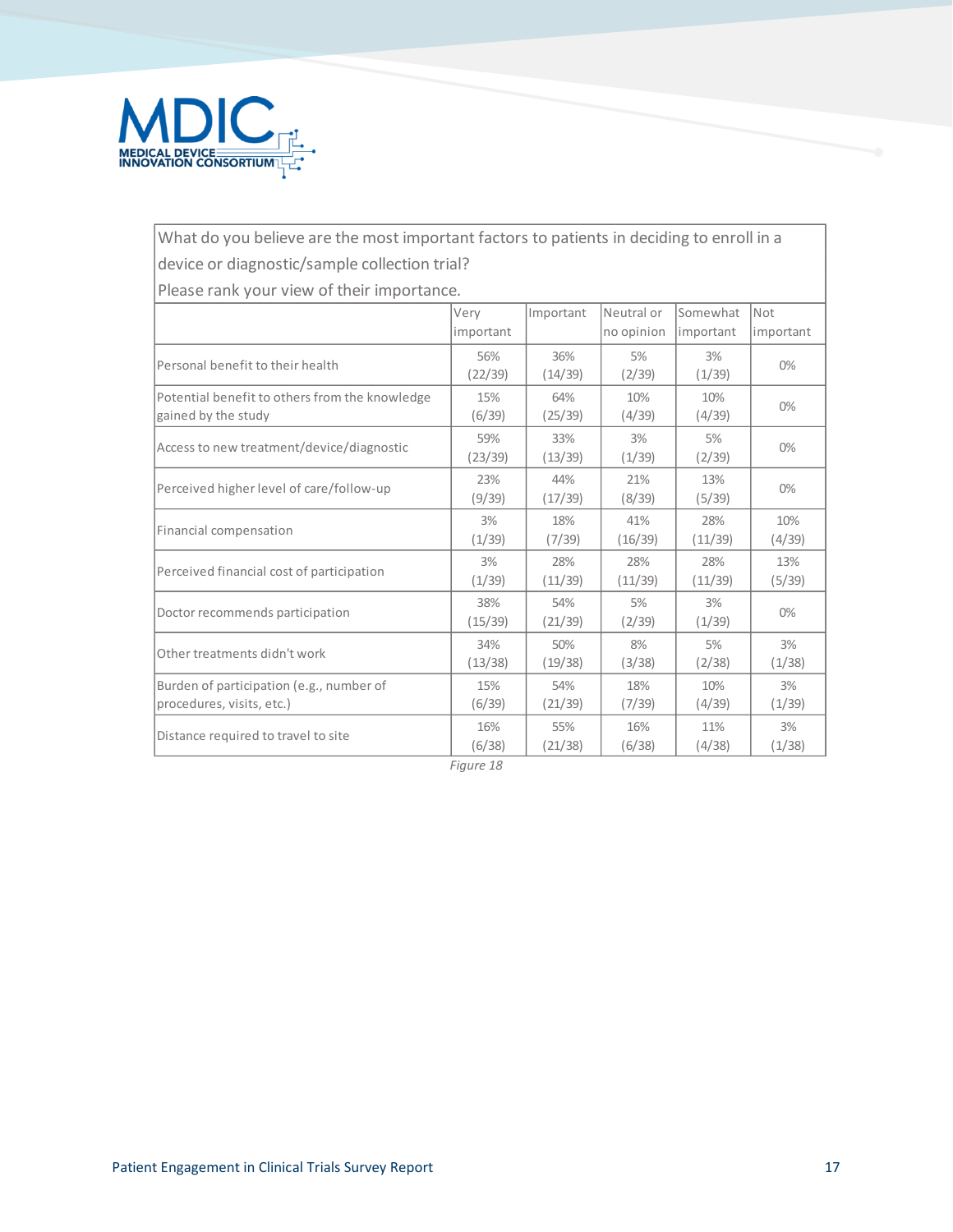| What do you believe are the most important factors to patients in deciding to enroll in a device or diagnostic/sample collection trial? Please rank your view of their importance. | | | | | |
|---|---|---|---|---|---|
| | Very important | Important | Neutral or no opinion | Somewhat important | Not important |
| Personal benefit to their health | 56% (22/39) | 36% (14/39) | 5% (2/39) | 3% (1/39) | 0% |
| Potential benefit to others from the knowledge gained by the study | 15% (6/39) | 64% (25/39) | 10% (4/39) | 10% (4/39) | 0% |
| Access to new treatment/device/diagnostic | 59% (23/39) | 33% (13/39) | 3% (1/39) | 5% (2/39) | 0% |
| Perceived higher level of care/follow-up | 23% (9/39) | 44% (17/39) | 21% (8/39) | 13% (5/39) | 0% |
| Financial compensation | 3% (1/39) | 18% (7/39) | 41% (16/39) | 28% (11/39) | 10% (4/39) |
| Perceived financial cost of participation | 3% (1/39) | 28% (11/39) | 28% (11/39) | 28% (11/39) | 13% (5/39) |
| Doctor recommends participation | 38% (15/39) | 54% (21/39) | 5% (2/39) | 3% (1/39) | 0% |
| Other treatments didn't work | 34% (13/38) | 50% (19/38) | 8% (3/38) | 5% (2/38) | 3% (1/38) |
| Burden of participation (e.g., number of procedures, visits, etc.) | 15% (6/39) | 54% (21/39) | 18% (7/39) | 10% (4/39) | 3% (1/39) |
| Distance required to travel to site | 16% (6/38) | 55% (21/38) | 16% (6/38) | 11% (4/38) | 3% (1/38) |

*Figure 18*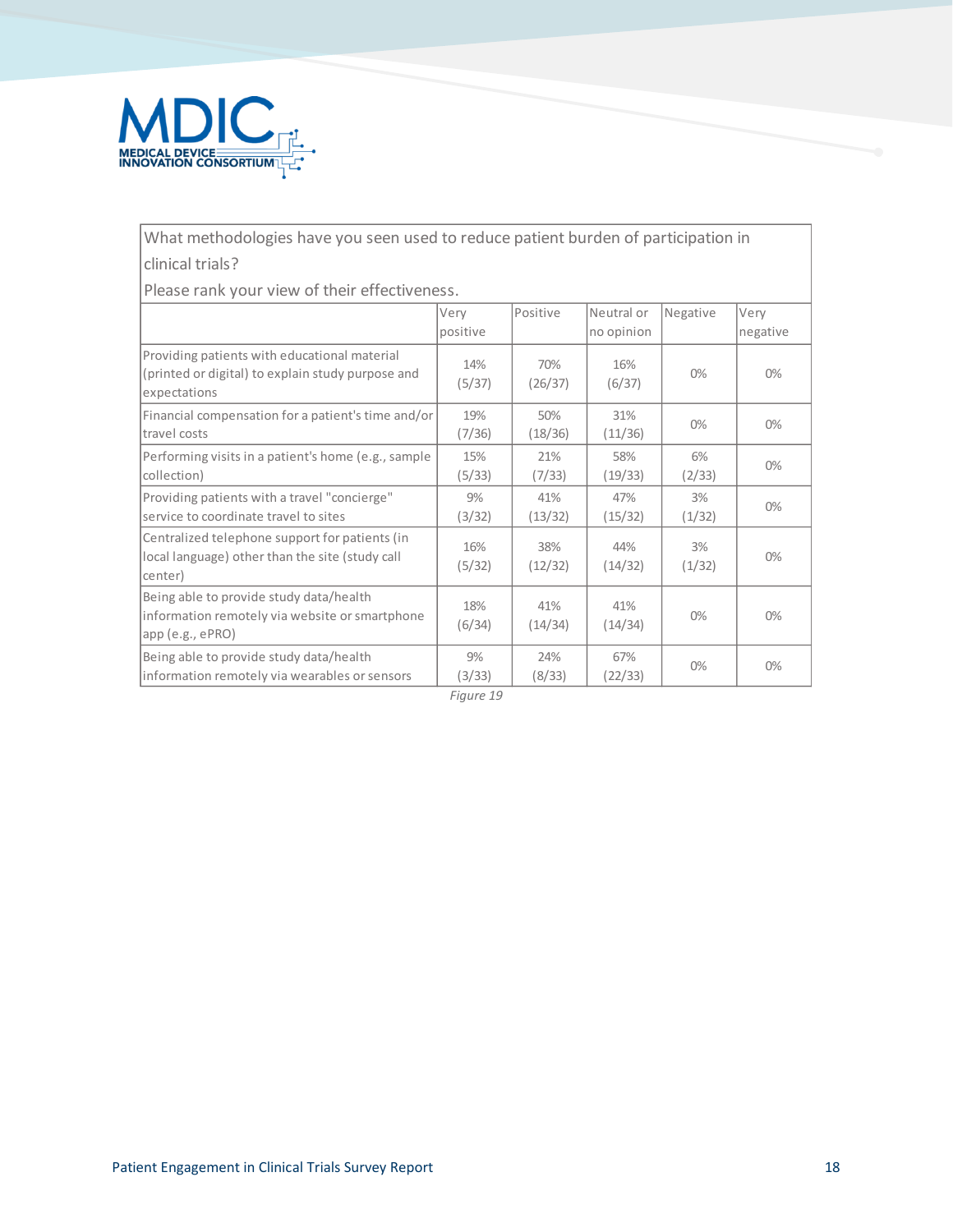What methodologies have you seen used to reduce patient burden of participation in clinical trials?
Please rank your view of their effectiveness.

| | Very positive | Positive | Neutral or no opinion | Negative | Very negative |
|---|---|---|---|---|---|
| Providing patients with educational material (printed or digital) to explain study purpose and expectations | 14% (5/37) | 70% (26/37) | 16% (6/37) | 0% | 0% |
| Financial compensation for a patient's time and/or travel costs | 19% (7/36) | 50% (18/36) | 31% (11/36) | 0% | 0% |
| Performing visits in a patient's home (e.g., sample collection) | 15% (5/33) | 21% (7/33) | 58% (19/33) | 6% (2/33) | 0% |
| Providing patients with a travel "concierge" service to coordinate travel to sites | 9% (3/32) | 41% (13/32) | 47% (15/32) | 3% (1/32) | 0% |
| Centralized telephone support for patients (in local language) other than the site (study call center) | 16% (5/32) | 38% (12/32) | 44% (14/32) | 3% (1/32) | 0% |
| Being able to provide study data/health information remotely via website or smartphone app (e.g., ePRO) | 18% (6/34) | 41% (14/34) | 41% (14/34) | 0% | 0% |
| Being able to provide study data/health information remotely via wearables or sensors | 9% (3/33) | 24% (8/33) | 67% (22/33) | 0% | 0% |

*Figure 19*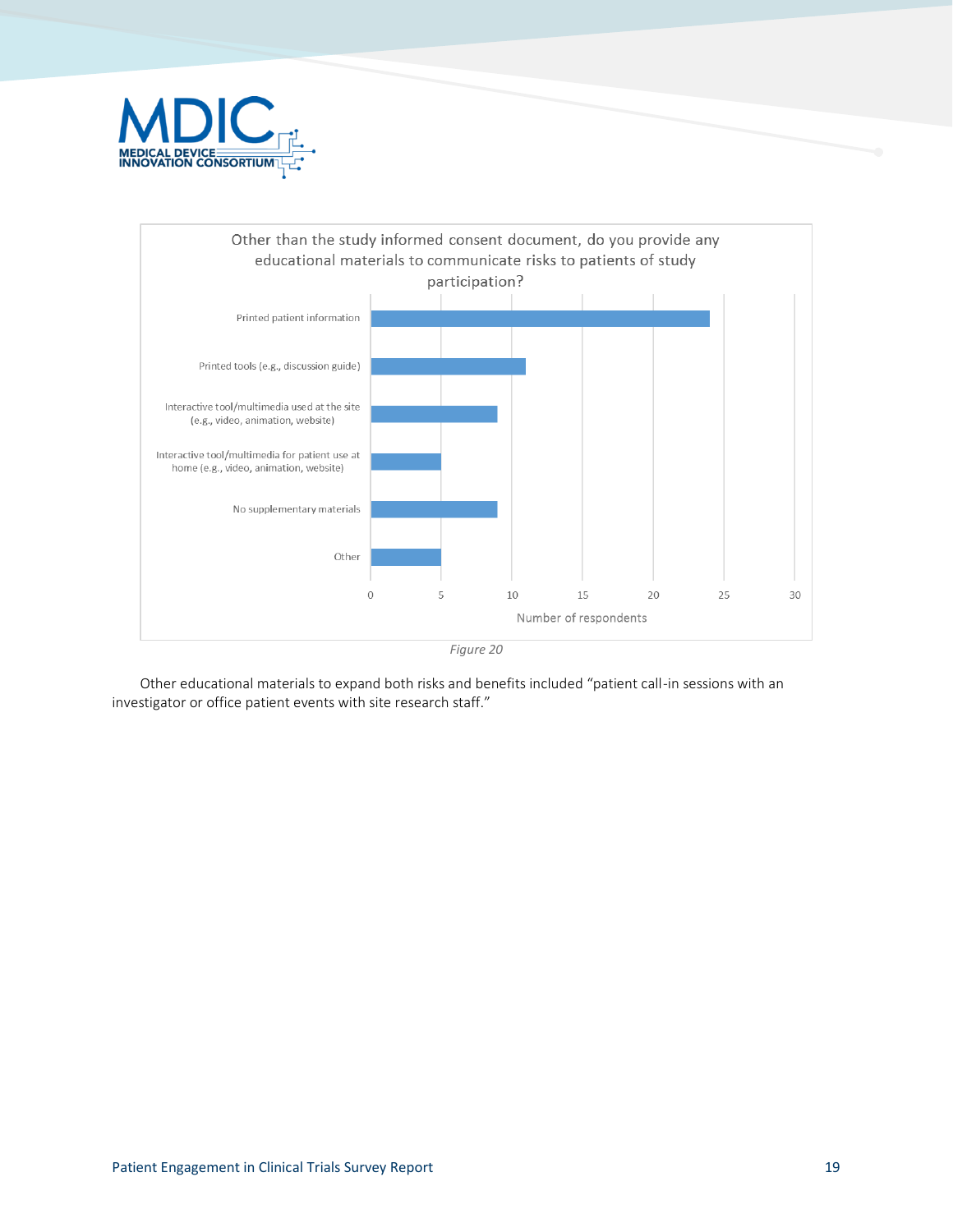Other than the study informed consent document, do you provide any educational materials to communicate risks to patients of study participation?

| Response | Number of respondents |
|---|---|
| Printed patient information | 24 |
| Printed tools (e.g., discussion guide) | 11 |
| Interactive tool/multimedia used at the site (e.g., video, animation, website) | 9 |
| Interactive tool/multimedia for patient use at home (e.g., video, animation, website) | 5 |
| No supplementary materials | 9 |
| Other | 5 |

*Figure 20*

Other educational materials to expand both risks and benefits included "patient call-in sessions with an investigator or office patient events with site research staff."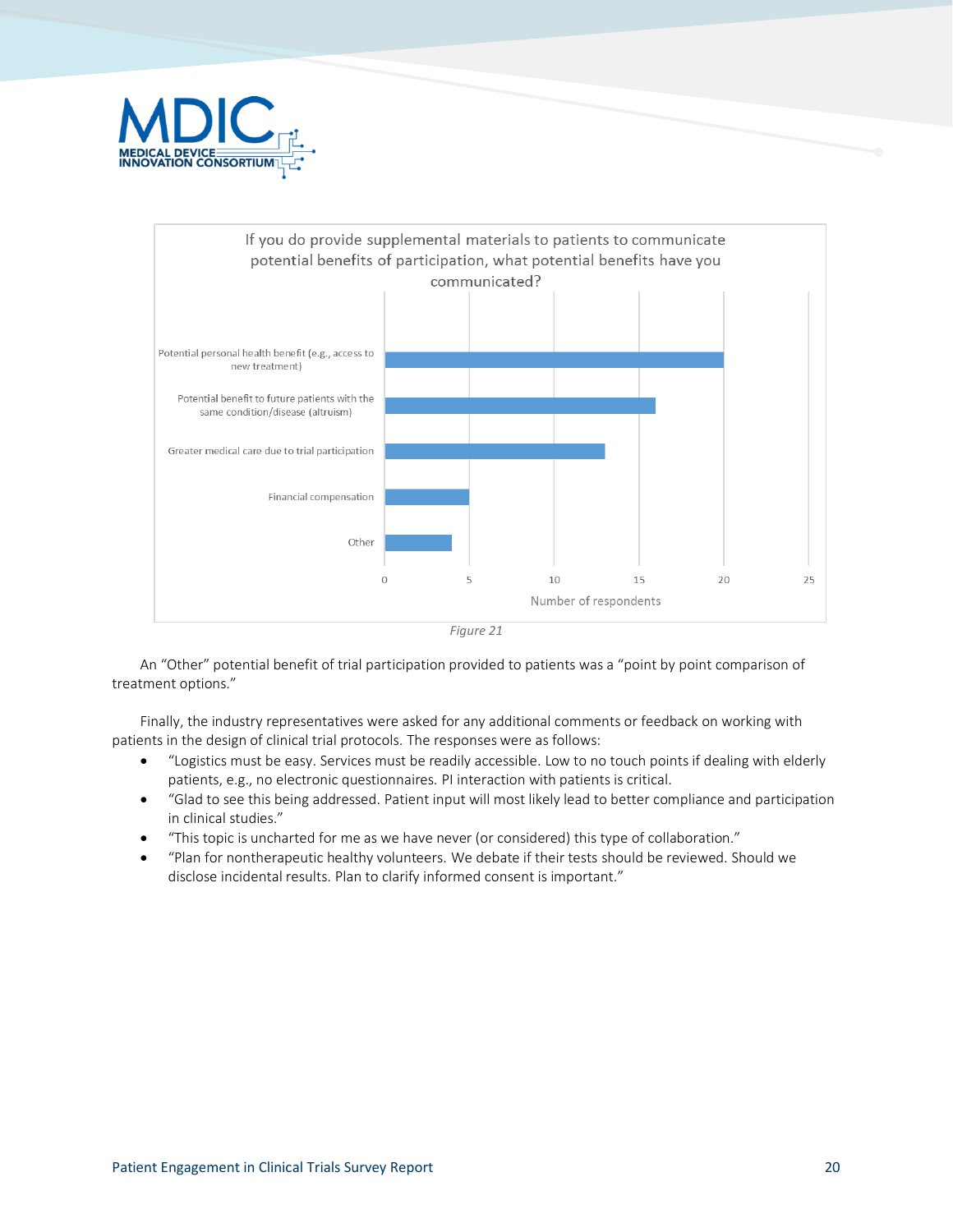If you do provide supplemental materials to patients to communicate potential benefits of participation, what potential benefits have you communicated?

| Potential benefit | Number of respondents |
|---|---|
| Potential personal health benefit (e.g., access to new treatment) | 20 |
| Potential benefit to future patients with the same condition/disease (altruism) | 16 |
| Greater medical care due to trial participation | 13 |
| Financial compensation | 5 |
| Other | 4 |

*Figure 21*

An "Other" potential benefit of trial participation provided to patients was a "point by point comparison of treatment options."

Finally, the industry representatives were asked for any additional comments or feedback on working with patients in the design of clinical trial protocols. The responses were as follows:

- "Logistics must be easy. Services must be readily accessible. Low to no touch points if dealing with elderly patients, e.g., no electronic questionnaires. PI interaction with patients is critical.
- "Glad to see this being addressed. Patient input will most likely lead to better compliance and participation in clinical studies."
- "This topic is uncharted for me as we have never (or considered) this type of collaboration."
- "Plan for nontherapeutic healthy volunteers. We debate if their tests should be reviewed. Should we disclose incidental results. Plan to clarify informed consent is important."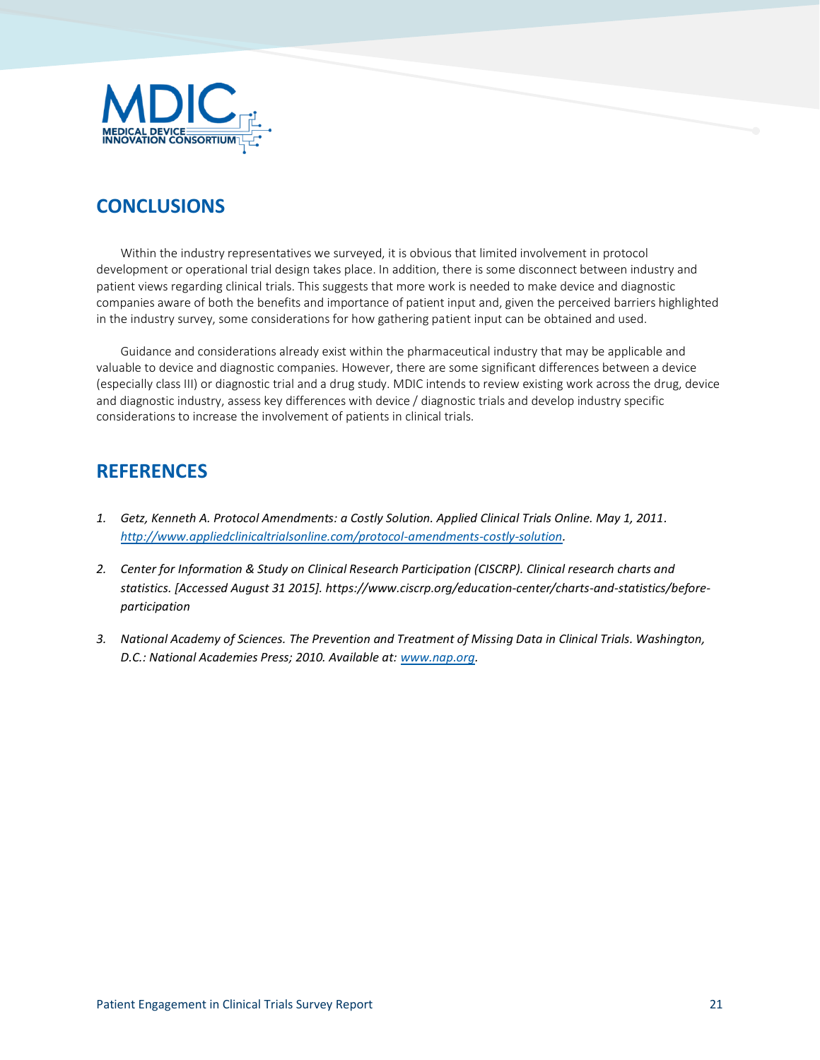## CONCLUSIONS

Within the industry representatives we surveyed, it is obvious that limited involvement in protocol development or operational trial design takes place. In addition, there is some disconnect between industry and patient views regarding clinical trials. This suggests that more work is needed to make device and diagnostic companies aware of both the benefits and importance of patient input and, given the perceived barriers highlighted in the industry survey, some considerations for how gathering patient input can be obtained and used.

Guidance and considerations already exist within the pharmaceutical industry that may be applicable and valuable to device and diagnostic companies. However, there are some significant differences between a device (especially class III) or diagnostic trial and a drug study. MDIC intends to review existing work across the drug, device and diagnostic industry, assess key differences with device / diagnostic trials and develop industry specific considerations to increase the involvement of patients in clinical trials.

## REFERENCES

1. *Getz, Kenneth A. Protocol Amendments: a Costly Solution. Applied Clinical Trials Online. May 1, 2011. http://www.appliedclinicaltrialsonline.com/protocol-amendments-costly-solution.*
2. *Center for Information & Study on Clinical Research Participation (CISCRP). Clinical research charts and statistics. [Accessed August 31 2015]. https://www.ciscrp.org/education-center/charts-and-statistics/before-participation*
3. *National Academy of Sciences. The Prevention and Treatment of Missing Data in Clinical Trials. Washington, D.C.: National Academies Press; 2010. Available at: www.nap.org.*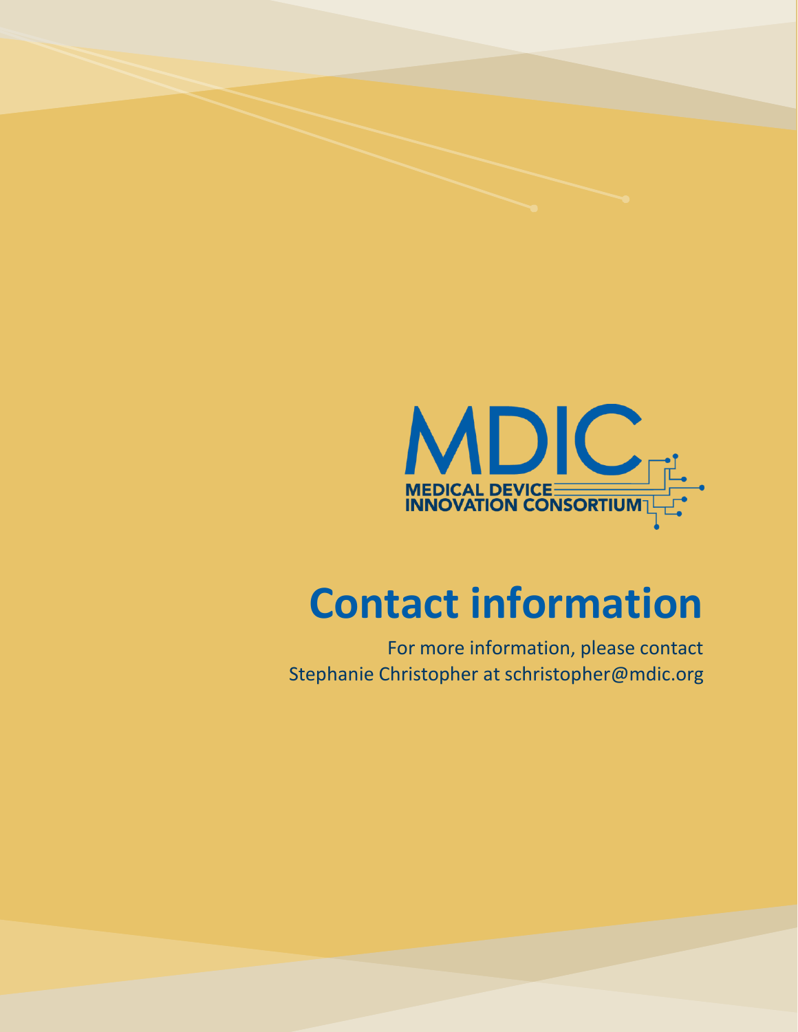MDIC

MEDICAL DEVICE INNOVATION CONSORTIUM

# Contact information

For more information, please contact Stephanie Christopher at schristopher@mdic.org